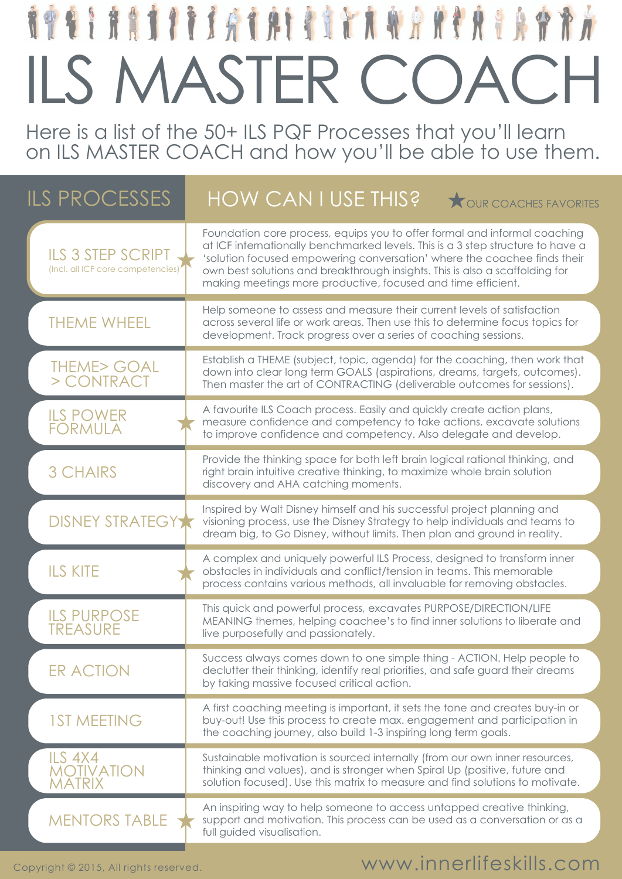# ILS MASTER COACH

Here is a list of the 50+ ILS PQF Processes that you'll learn on ILS MASTER COACH and how you'll be able to use them.

| ILS PROCESSES | HOW CAN I USE THIS? ★ OUR COACHES FAVORITES |
|---|---|
| ILS 3 STEP SCRIPT ★ (Incl. all ICF core competencies) | Foundation core process, equips you to offer formal and informal coaching at ICF internationally benchmarked levels. This is a 3 step structure to have a 'solution focused empowering conversation' where the coachee finds their own best solutions and breakthrough insights. This is also a scaffolding for making meetings more productive, focused and time efficient. |
| THEME WHEEL | Help someone to assess and measure their current levels of satisfaction across several life or work areas. Then use this to determine focus topics for development. Track progress over a series of coaching sessions. |
| THEME> GOAL > CONTRACT | Establish a THEME (subject, topic, agenda) for the coaching, then work that down into clear long term GOALS (aspirations, dreams, targets, outcomes). Then master the art of CONTRACTING (deliverable outcomes for sessions). |
| ILS POWER FORMULA ★ | A favourite ILS Coach process. Easily and quickly create action plans, measure confidence and competency to take actions, excavate solutions to improve confidence and competency. Also delegate and develop. |
| 3 CHAIRS | Provide the thinking space for both left brain logical rational thinking, and right brain intuitive creative thinking, to maximize whole brain solution discovery and AHA catching moments. |
| DISNEY STRATEGY ★ | Inspired by Walt Disney himself and his successful project planning and visioning process, use the Disney Strategy to help individuals and teams to dream big, to Go Disney, without limits. Then plan and ground in reality. |
| ILS KITE ★ | A complex and uniquely powerful ILS Process, designed to transform inner obstacles in individuals and conflict/tension in teams. This memorable process contains various methods, all invaluable for removing obstacles. |
| ILS PURPOSE TREASURE | This quick and powerful process, excavates PURPOSE/DIRECTION/LIFE MEANING themes, helping coachee's to find inner solutions to liberate and live purposefully and passionately. |
| ER ACTION | Success always comes down to one simple thing - ACTION. Help people to declutter their thinking, identify real priorities, and safe guard their dreams by taking massive focused critical action. |
| 1ST MEETING | A first coaching meeting is important, it sets the tone and creates buy-in or buy-out! Use this process to create max. engagement and participation in the coaching journey, also build 1-3 inspiring long term goals. |
| ILS 4X4 MOTIVATION MATRIX | Sustainable motivation is sourced internally (from our own inner resources, thinking and values), and is stronger when Spiral Up (positive, future and solution focused). Use this matrix to measure and find solutions to motivate. |
| MENTORS TABLE ★ | An inspiring way to help someone to access untapped creative thinking, support and motivation. This process can be used as a conversation or as a full guided visualisation. |

Copyright © 2015, All rights reserved.

www.innerlifeskills.com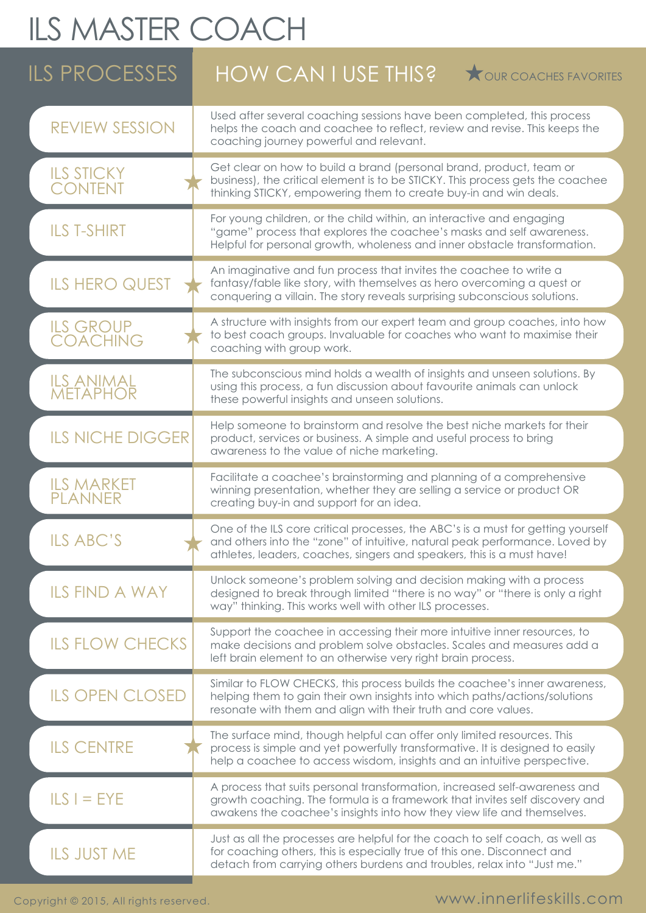# ILS MASTER COACH

| ILS PROCESSES | HOW CAN I USE THIS? ★ OUR COACHES FAVORITES |
|---|---|
| REVIEW SESSION | Used after several coaching sessions have been completed, this process helps the coach and coachee to reflect, review and revise. This keeps the coaching journey powerful and relevant. |
| ILS STICKY CONTENT ★ | Get clear on how to build a brand (personal brand, product, team or business), the critical element is to be STICKY. This process gets the coachee thinking STICKY, empowering them to create buy-in and win deals. |
| ILS T-SHIRT | For young children, or the child within, an interactive and engaging "game" process that explores the coachee's masks and self awareness. Helpful for personal growth, wholeness and inner obstacle transformation. |
| ILS HERO QUEST ★ | An imaginative and fun process that invites the coachee to write a fantasy/fable like story, with themselves as hero overcoming a quest or conquering a villain. The story reveals surprising subconscious solutions. |
| ILS GROUP COACHING ★ | A structure with insights from our expert team and group coaches, into how to best coach groups. Invaluable for coaches who want to maximise their coaching with group work. |
| ILS ANIMAL METAPHOR | The subconscious mind holds a wealth of insights and unseen solutions. By using this process, a fun discussion about favourite animals can unlock these powerful insights and unseen solutions. |
| ILS NICHE DIGGER | Help someone to brainstorm and resolve the best niche markets for their product, services or business. A simple and useful process to bring awareness to the value of niche marketing. |
| ILS MARKET PLANNER | Facilitate a coachee's brainstorming and planning of a comprehensive winning presentation, whether they are selling a service or product OR creating buy-in and support for an idea. |
| ILS ABC'S ★ | One of the ILS core critical processes, the ABC's is a must for getting yourself and others into the "zone" of intuitive, natural peak performance. Loved by athletes, leaders, coaches, singers and speakers, this is a must have! |
| ILS FIND A WAY | Unlock someone's problem solving and decision making with a process designed to break through limited "there is no way" or "there is only a right way" thinking. This works well with other ILS processes. |
| ILS FLOW CHECKS | Support the coachee in accessing their more intuitive inner resources, to make decisions and problem solve obstacles. Scales and measures add a left brain element to an otherwise very right brain process. |
| ILS OPEN CLOSED | Similar to FLOW CHECKS, this process builds the coachee's inner awareness, helping them to gain their own insights into which paths/actions/solutions resonate with them and align with their truth and core values. |
| ILS CENTRE ★ | The surface mind, though helpful can offer only limited resources. This process is simple and yet powerfully transformative. It is designed to easily help a coachee to access wisdom, insights and an intuitive perspective. |
| ILS I = EYE | A process that suits personal transformation, increased self-awareness and growth coaching. The formula is a framework that invites self discovery and awakens the coachee's insights into how they view life and themselves. |
| ILS JUST ME | Just as all the processes are helpful for the coach to self coach, as well as for coaching others, this is especially true of this one. Disconnect and detach from carrying others burdens and troubles, relax into "Just me." |

Copyright © 2015, All rights reserved.

www.innerlifeskills.com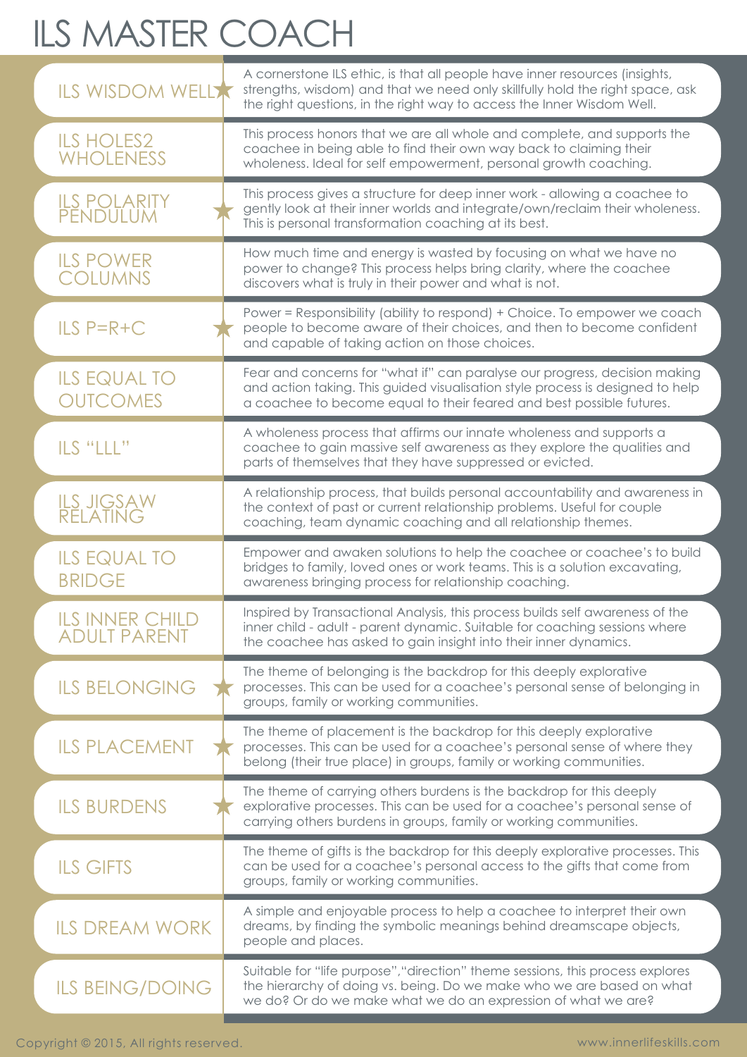# ILS MASTER COACH

| Process | Description |
| --- | --- |
| ILS WISDOM WELL ★ | A cornerstone ILS ethic, is that all people have inner resources (insights, strengths, wisdom) and that we need only skillfully hold the right space, ask the right questions, in the right way to access the Inner Wisdom Well. |
| ILS HOLES2 WHOLENESS | This process honors that we are all whole and complete, and supports the coachee in being able to find their own way back to claiming their wholeness. Ideal for self empowerment, personal growth coaching. |
| ILS POLARITY PENDULUM ★ | This process gives a structure for deep inner work - allowing a coachee to gently look at their inner worlds and integrate/own/reclaim their wholeness. This is personal transformation coaching at its best. |
| ILS POWER COLUMNS | How much time and energy is wasted by focusing on what we have no power to change? This process helps bring clarity, where the coachee discovers what is truly in their power and what is not. |
| ILS P=R+C ★ | Power = Responsibility (ability to respond) + Choice. To empower we coach people to become aware of their choices, and then to become confident and capable of taking action on those choices. |
| ILS EQUAL TO OUTCOMES | Fear and concerns for "what if" can paralyse our progress, decision making and action taking. This guided visualisation style process is designed to help a coachee to become equal to their feared and best possible futures. |
| ILS "LLL" | A wholeness process that affirms our innate wholeness and supports a coachee to gain massive self awareness as they explore the qualities and parts of themselves that they have suppressed or evicted. |
| ILS JIGSAW RELATING | A relationship process, that builds personal accountability and awareness in the context of past or current relationship problems. Useful for couple coaching, team dynamic coaching and all relationship themes. |
| ILS EQUAL TO BRIDGE | Empower and awaken solutions to help the coachee or coachee's to build bridges to family, loved ones or work teams. This is a solution excavating, awareness bringing process for relationship coaching. |
| ILS INNER CHILD ADULT PARENT | Inspired by Transactional Analysis, this process builds self awareness of the inner child - adult - parent dynamic. Suitable for coaching sessions where the coachee has asked to gain insight into their inner dynamics. |
| ILS BELONGING ★ | The theme of belonging is the backdrop for this deeply explorative processes. This can be used for a coachee's personal sense of belonging in groups, family or working communities. |
| ILS PLACEMENT ★ | The theme of placement is the backdrop for this deeply explorative processes. This can be used for a coachee's personal sense of where they belong (their true place) in groups, family or working communities. |
| ILS BURDENS ★ | The theme of carrying others burdens is the backdrop for this deeply explorative processes. This can be used for a coachee's personal sense of carrying others burdens in groups, family or working communities. |
| ILS GIFTS | The theme of gifts is the backdrop for this deeply explorative processes. This can be used for a coachee's personal access to the gifts that come from groups, family or working communities. |
| ILS DREAM WORK | A simple and enjoyable process to help a coachee to interpret their own dreams, by finding the symbolic meanings behind dreamscape objects, people and places. |
| ILS BEING/DOING | Suitable for "life purpose","direction" theme sessions, this process explores the hierarchy of doing vs. being. Do we make who we are based on what we do? Or do we make what we do an expression of what we are? |

Copyright © 2015, All rights reserved. www.innerlifeskills.com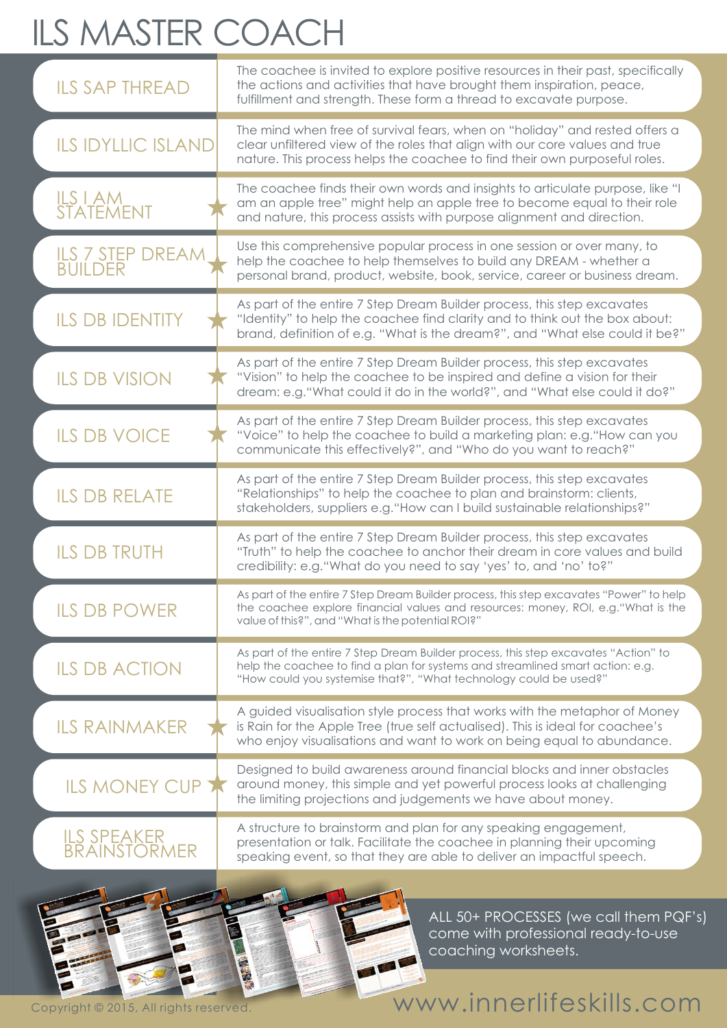# ILS MASTER COACH

| | |
|---|---|
| ILS SAP THREAD | The coachee is invited to explore positive resources in their past, specifically the actions and activities that have brought them inspiration, peace, fulfillment and strength. These form a thread to excavate purpose. |
| ILS IDYLLIC ISLAND | The mind when free of survival fears, when on "holiday" and rested offers a clear unfiltered view of the roles that align with our core values and true nature. This process helps the coachee to find their own purposeful roles. |
| ILS I AM STATEMENT ★ | The coachee finds their own words and insights to articulate purpose, like "I am an apple tree" might help an apple tree to become equal to their role and nature, this process assists with purpose alignment and direction. |
| ILS 7 STEP DREAM BUILDER ★ | Use this comprehensive popular process in one session or over many, to help the coachee to help themselves to build any DREAM - whether a personal brand, product, website, book, service, career or business dream. |
| ILS DB IDENTITY ★ | As part of the entire 7 Step Dream Builder process, this step excavates "Identity" to help the coachee find clarity and to think out the box about: brand, definition of e.g. "What is the dream?", and "What else could it be?" |
| ILS DB VISION ★ | As part of the entire 7 Step Dream Builder process, this step excavates "Vision" to help the coachee to be inspired and define a vision for their dream: e.g."What could it do in the world?", and "What else could it do?" |
| ILS DB VOICE ★ | As part of the entire 7 Step Dream Builder process, this step excavates "Voice" to help the coachee to build a marketing plan: e.g."How can you communicate this effectively?", and "Who do you want to reach?" |
| ILS DB RELATE | As part of the entire 7 Step Dream Builder process, this step excavates "Relationships" to help the coachee to plan and brainstorm: clients, stakeholders, suppliers e.g."How can I build sustainable relationships?" |
| ILS DB TRUTH | As part of the entire 7 Step Dream Builder process, this step excavates "Truth" to help the coachee to anchor their dream in core values and build credibility: e.g."What do you need to say 'yes' to, and 'no' to?" |
| ILS DB POWER | As part of the entire 7 Step Dream Builder process, this step excavates "Power" to help the coachee explore financial values and resources: money, ROI, e.g."What is the value of this?", and "What is the potential ROI?" |
| ILS DB ACTION | As part of the entire 7 Step Dream Builder process, this step excavates "Action" to help the coachee to find a plan for systems and streamlined smart action: e.g. "How could you systemise that?", "What technology could be used?" |
| ILS RAINMAKER ★ | A guided visualisation style process that works with the metaphor of Money is Rain for the Apple Tree (true self actualised). This is ideal for coachee's who enjoy visualisations and want to work on being equal to abundance. |
| ILS MONEY CUP ★ | Designed to build awareness around financial blocks and inner obstacles around money, this simple and yet powerful process looks at challenging the limiting projections and judgements we have about money. |
| ILS SPEAKER BRAINSTORMER | A structure to brainstorm and plan for any speaking engagement, presentation or talk. Facilitate the coachee in planning their upcoming speaking event, so that they are able to deliver an impactful speech. |

ALL 50+ PROCESSES (we call them PQF's) come with professional ready-to-use coaching worksheets.

Copyright © 2015, All rights reserved.

www.innerlifeskills.com